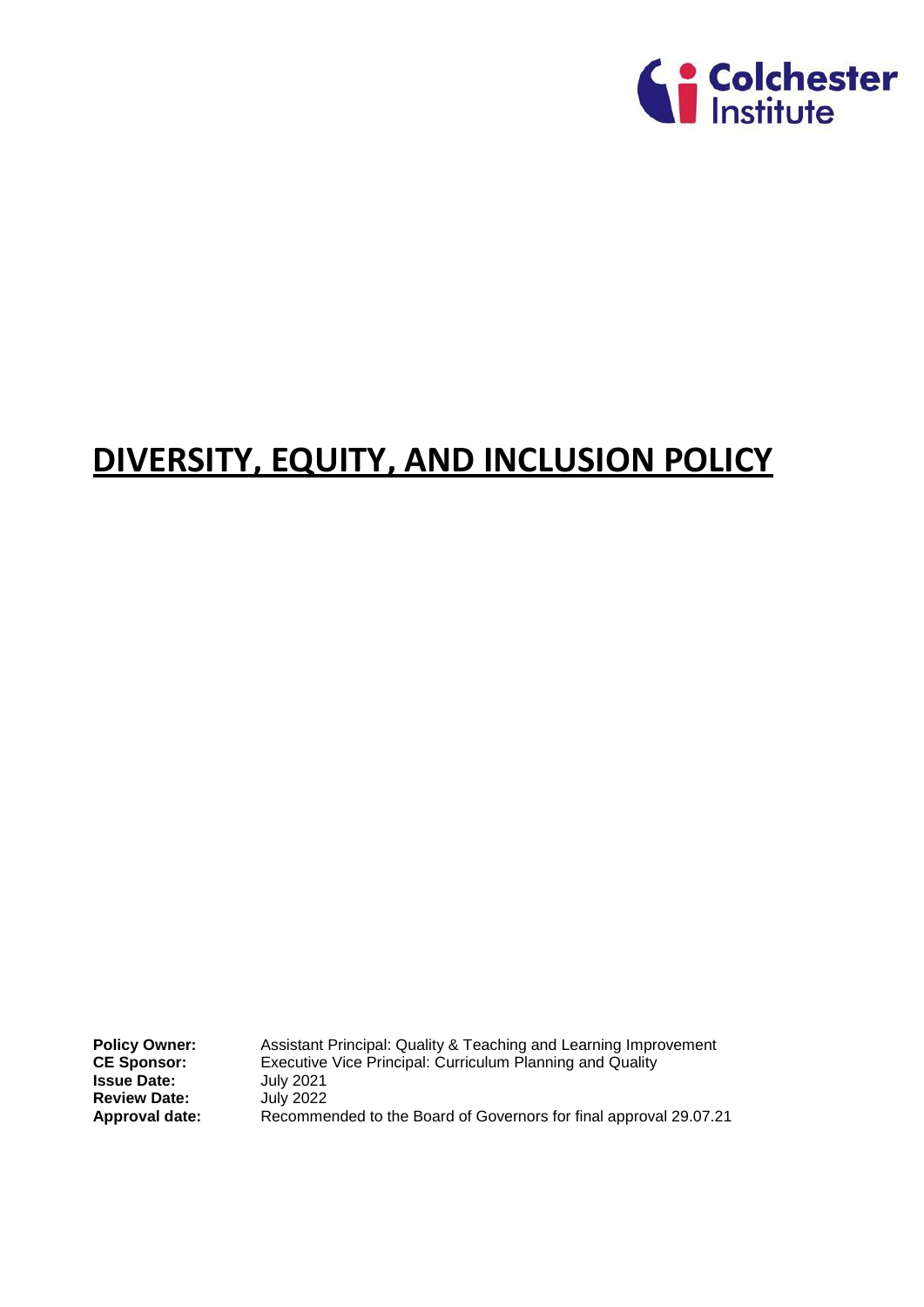# DIVERSITY, EQUITY, AND INCLUSION POLICY

**Policy Owner:** Assistant Principal: Quality & Teaching and Learning Improvement
**CE Sponsor:** Executive Vice Principal: Curriculum Planning and Quality
**Issue Date:** July 2021
**Review Date:** July 2022
**Approval date:** Recommended to the Board of Governors for final approval 29.07.21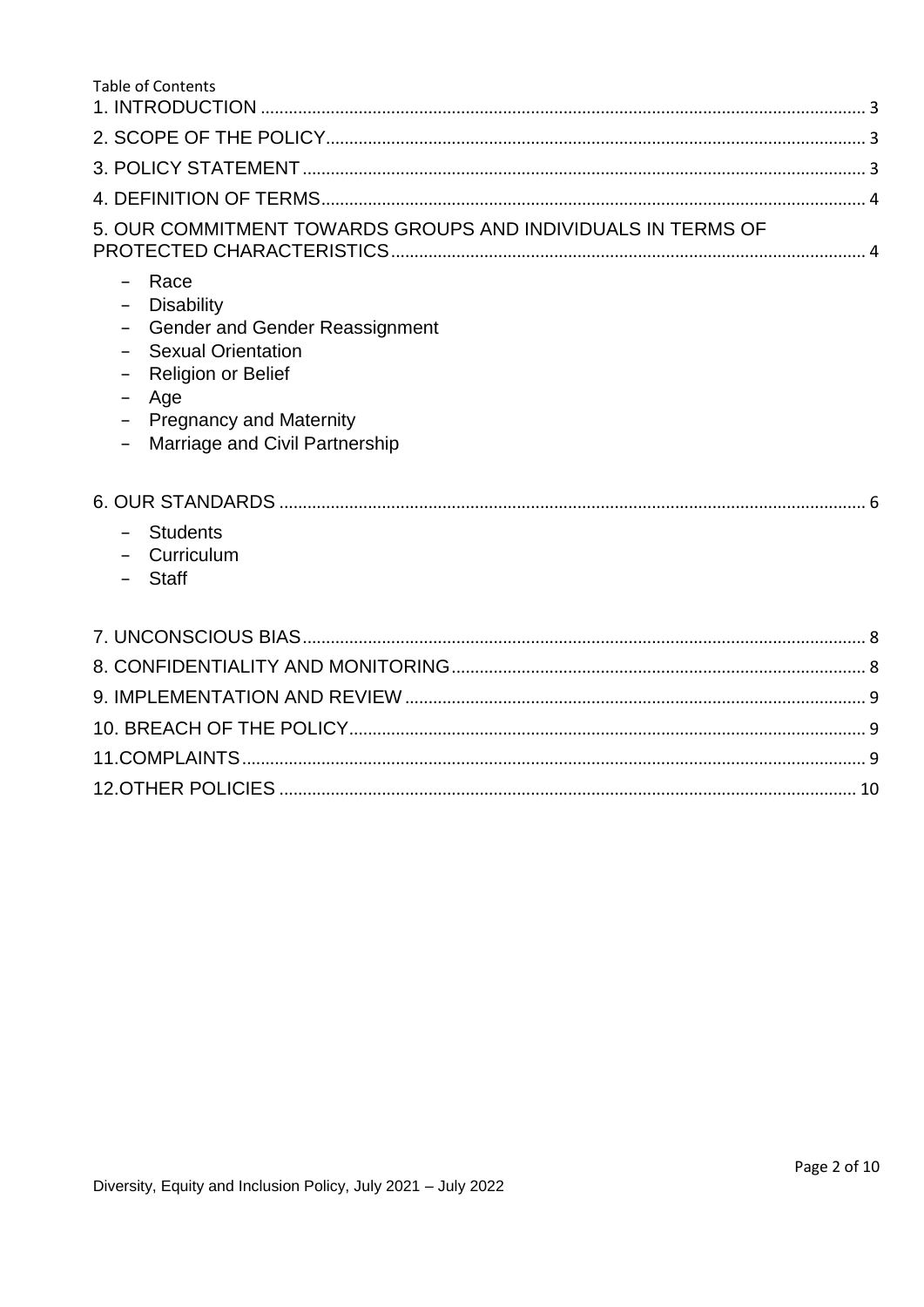Table of Contents

1. INTRODUCTION ........ 3
2. SCOPE OF THE POLICY ........ 3
3. POLICY STATEMENT ........ 3
4. DEFINITION OF TERMS ........ 4
5. OUR COMMITMENT TOWARDS GROUPS AND INDIVIDUALS IN TERMS OF PROTECTED CHARACTERISTICS ........ 4
   - Race
   - Disability
   - Gender and Gender Reassignment
   - Sexual Orientation
   - Religion or Belief
   - Age
   - Pregnancy and Maternity
   - Marriage and Civil Partnership
6. OUR STANDARDS ........ 6
   - Students
   - Curriculum
   - Staff
7. UNCONSCIOUS BIAS ........ 8
8. CONFIDENTIALITY AND MONITORING ........ 8
9. IMPLEMENTATION AND REVIEW ........ 9
10. BREACH OF THE POLICY ........ 9
11. COMPLAINTS ........ 9
12. OTHER POLICIES ........ 10

Diversity, Equity and Inclusion Policy, July 2021 – July 2022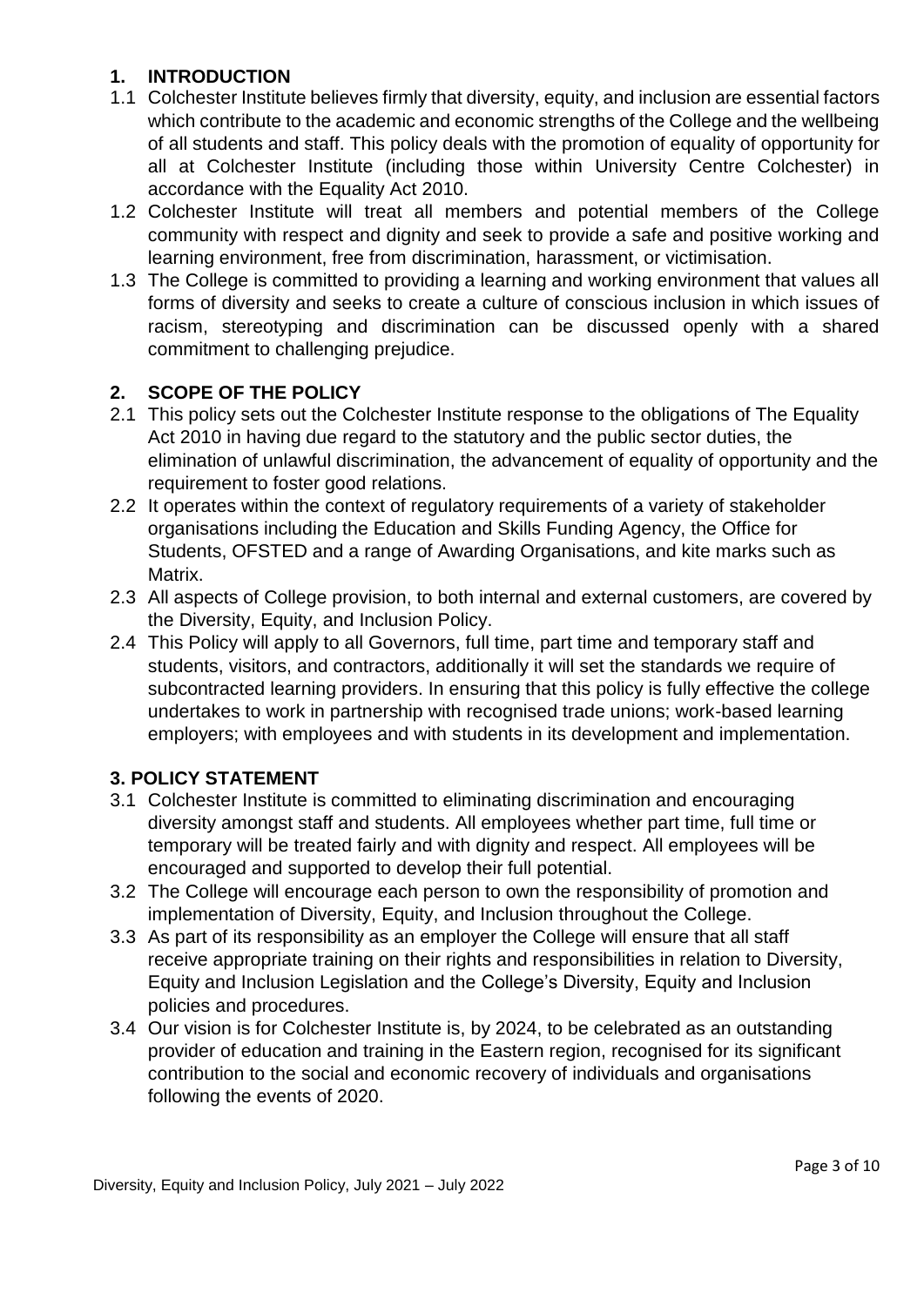## 1. INTRODUCTION

1.1 Colchester Institute believes firmly that diversity, equity, and inclusion are essential factors which contribute to the academic and economic strengths of the College and the wellbeing of all students and staff. This policy deals with the promotion of equality of opportunity for all at Colchester Institute (including those within University Centre Colchester) in accordance with the Equality Act 2010.

1.2 Colchester Institute will treat all members and potential members of the College community with respect and dignity and seek to provide a safe and positive working and learning environment, free from discrimination, harassment, or victimisation.

1.3 The College is committed to providing a learning and working environment that values all forms of diversity and seeks to create a culture of conscious inclusion in which issues of racism, stereotyping and discrimination can be discussed openly with a shared commitment to challenging prejudice.

## 2. SCOPE OF THE POLICY

2.1 This policy sets out the Colchester Institute response to the obligations of The Equality Act 2010 in having due regard to the statutory and the public sector duties, the elimination of unlawful discrimination, the advancement of equality of opportunity and the requirement to foster good relations.

2.2 It operates within the context of regulatory requirements of a variety of stakeholder organisations including the Education and Skills Funding Agency, the Office for Students, OFSTED and a range of Awarding Organisations, and kite marks such as Matrix.

2.3 All aspects of College provision, to both internal and external customers, are covered by the Diversity, Equity, and Inclusion Policy.

2.4 This Policy will apply to all Governors, full time, part time and temporary staff and students, visitors, and contractors, additionally it will set the standards we require of subcontracted learning providers. In ensuring that this policy is fully effective the college undertakes to work in partnership with recognised trade unions; work-based learning employers; with employees and with students in its development and implementation.

## 3. POLICY STATEMENT

3.1 Colchester Institute is committed to eliminating discrimination and encouraging diversity amongst staff and students. All employees whether part time, full time or temporary will be treated fairly and with dignity and respect. All employees will be encouraged and supported to develop their full potential.

3.2 The College will encourage each person to own the responsibility of promotion and implementation of Diversity, Equity, and Inclusion throughout the College.

3.3 As part of its responsibility as an employer the College will ensure that all staff receive appropriate training on their rights and responsibilities in relation to Diversity, Equity and Inclusion Legislation and the College's Diversity, Equity and Inclusion policies and procedures.

3.4 Our vision is for Colchester Institute is, by 2024, to be celebrated as an outstanding provider of education and training in the Eastern region, recognised for its significant contribution to the social and economic recovery of individuals and organisations following the events of 2020.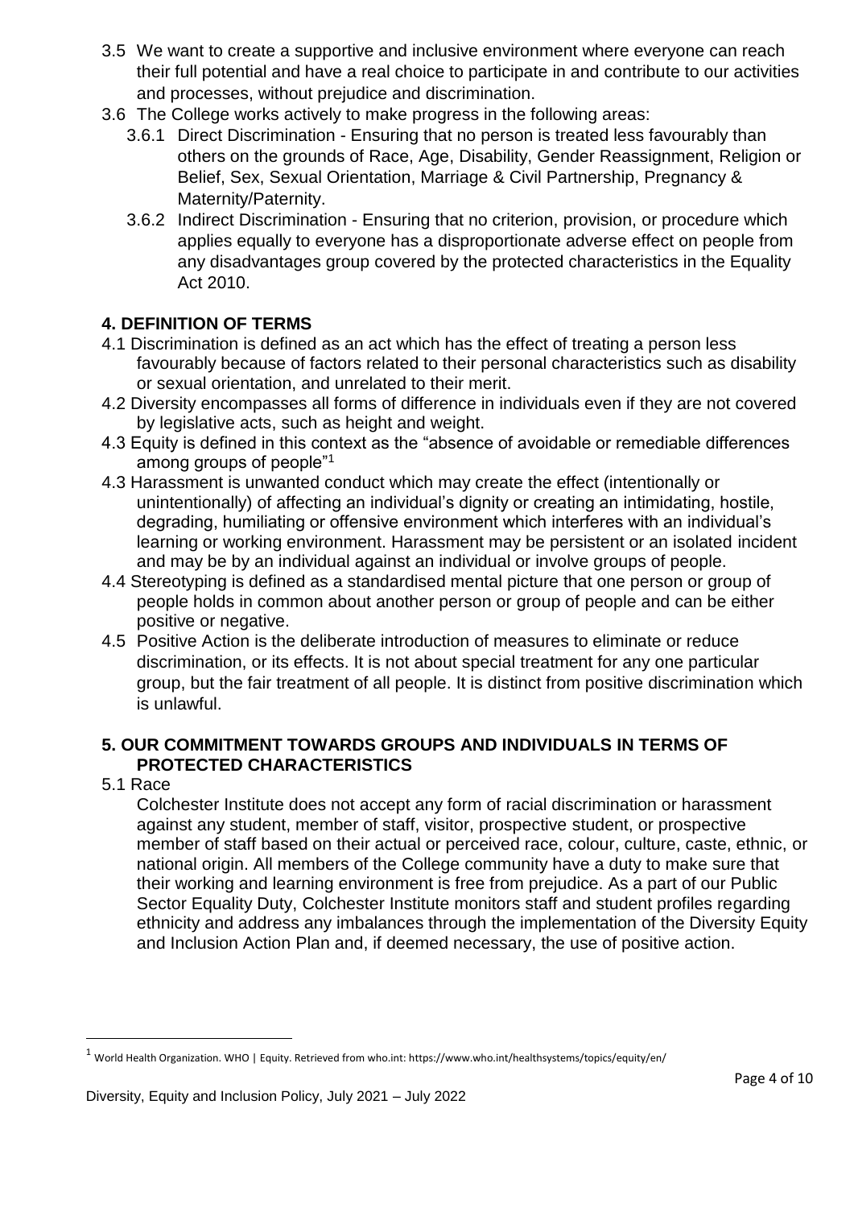3.5 We want to create a supportive and inclusive environment where everyone can reach their full potential and have a real choice to participate in and contribute to our activities and processes, without prejudice and discrimination.

3.6 The College works actively to make progress in the following areas:

3.6.1 Direct Discrimination - Ensuring that no person is treated less favourably than others on the grounds of Race, Age, Disability, Gender Reassignment, Religion or Belief, Sex, Sexual Orientation, Marriage & Civil Partnership, Pregnancy & Maternity/Paternity.

3.6.2 Indirect Discrimination - Ensuring that no criterion, provision, or procedure which applies equally to everyone has a disproportionate adverse effect on people from any disadvantages group covered by the protected characteristics in the Equality Act 2010.

## 4. DEFINITION OF TERMS

4.1 Discrimination is defined as an act which has the effect of treating a person less favourably because of factors related to their personal characteristics such as disability or sexual orientation, and unrelated to their merit.

4.2 Diversity encompasses all forms of difference in individuals even if they are not covered by legislative acts, such as height and weight.

4.3 Equity is defined in this context as the "absence of avoidable or remediable differences among groups of people"[1]

4.3 Harassment is unwanted conduct which may create the effect (intentionally or unintentionally) of affecting an individual's dignity or creating an intimidating, hostile, degrading, humiliating or offensive environment which interferes with an individual's learning or working environment. Harassment may be persistent or an isolated incident and may be by an individual against an individual or involve groups of people.

4.4 Stereotyping is defined as a standardised mental picture that one person or group of people holds in common about another person or group of people and can be either positive or negative.

4.5 Positive Action is the deliberate introduction of measures to eliminate or reduce discrimination, or its effects. It is not about special treatment for any one particular group, but the fair treatment of all people. It is distinct from positive discrimination which is unlawful.

## 5. OUR COMMITMENT TOWARDS GROUPS AND INDIVIDUALS IN TERMS OF PROTECTED CHARACTERISTICS

5.1 Race

Colchester Institute does not accept any form of racial discrimination or harassment against any student, member of staff, visitor, prospective student, or prospective member of staff based on their actual or perceived race, colour, culture, caste, ethnic, or national origin. All members of the College community have a duty to make sure that their working and learning environment is free from prejudice. As a part of our Public Sector Equality Duty, Colchester Institute monitors staff and student profiles regarding ethnicity and address any imbalances through the implementation of the Diversity Equity and Inclusion Action Plan and, if deemed necessary, the use of positive action.

[1] World Health Organization. WHO | Equity. Retrieved from who.int: https://www.who.int/healthsystems/topics/equity/en/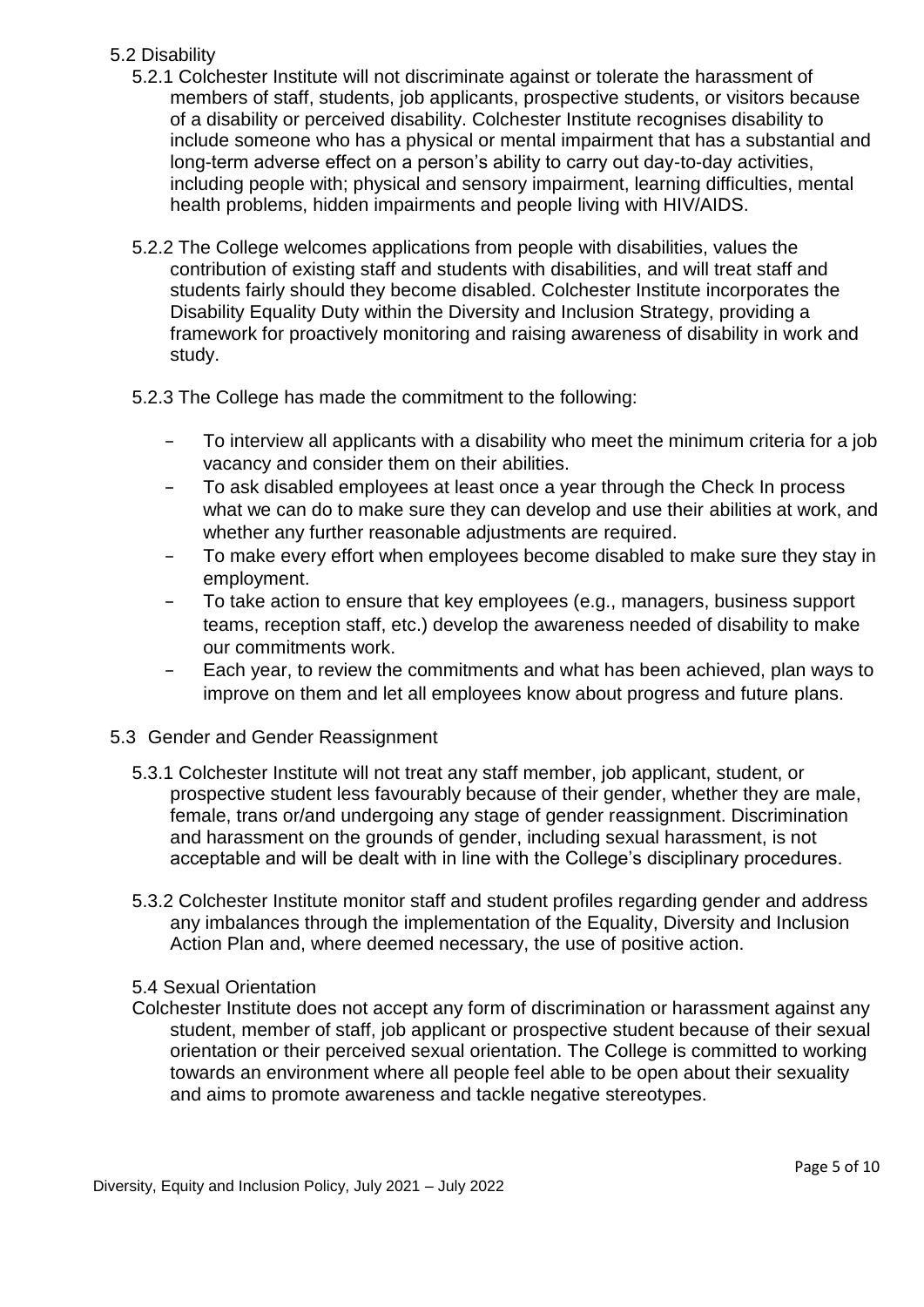### 5.2 Disability

5.2.1 Colchester Institute will not discriminate against or tolerate the harassment of members of staff, students, job applicants, prospective students, or visitors because of a disability or perceived disability. Colchester Institute recognises disability to include someone who has a physical or mental impairment that has a substantial and long-term adverse effect on a person's ability to carry out day-to-day activities, including people with; physical and sensory impairment, learning difficulties, mental health problems, hidden impairments and people living with HIV/AIDS.

5.2.2 The College welcomes applications from people with disabilities, values the contribution of existing staff and students with disabilities, and will treat staff and students fairly should they become disabled. Colchester Institute incorporates the Disability Equality Duty within the Diversity and Inclusion Strategy, providing a framework for proactively monitoring and raising awareness of disability in work and study.

5.2.3 The College has made the commitment to the following:

- To interview all applicants with a disability who meet the minimum criteria for a job vacancy and consider them on their abilities.
- To ask disabled employees at least once a year through the Check In process what we can do to make sure they can develop and use their abilities at work, and whether any further reasonable adjustments are required.
- To make every effort when employees become disabled to make sure they stay in employment.
- To take action to ensure that key employees (e.g., managers, business support teams, reception staff, etc.) develop the awareness needed of disability to make our commitments work.
- Each year, to review the commitments and what has been achieved, plan ways to improve on them and let all employees know about progress and future plans.

### 5.3 Gender and Gender Reassignment

5.3.1 Colchester Institute will not treat any staff member, job applicant, student, or prospective student less favourably because of their gender, whether they are male, female, trans or/and undergoing any stage of gender reassignment. Discrimination and harassment on the grounds of gender, including sexual harassment, is not acceptable and will be dealt with in line with the College's disciplinary procedures.

5.3.2 Colchester Institute monitor staff and student profiles regarding gender and address any imbalances through the implementation of the Equality, Diversity and Inclusion Action Plan and, where deemed necessary, the use of positive action.

### 5.4 Sexual Orientation

Colchester Institute does not accept any form of discrimination or harassment against any student, member of staff, job applicant or prospective student because of their sexual orientation or their perceived sexual orientation. The College is committed to working towards an environment where all people feel able to be open about their sexuality and aims to promote awareness and tackle negative stereotypes.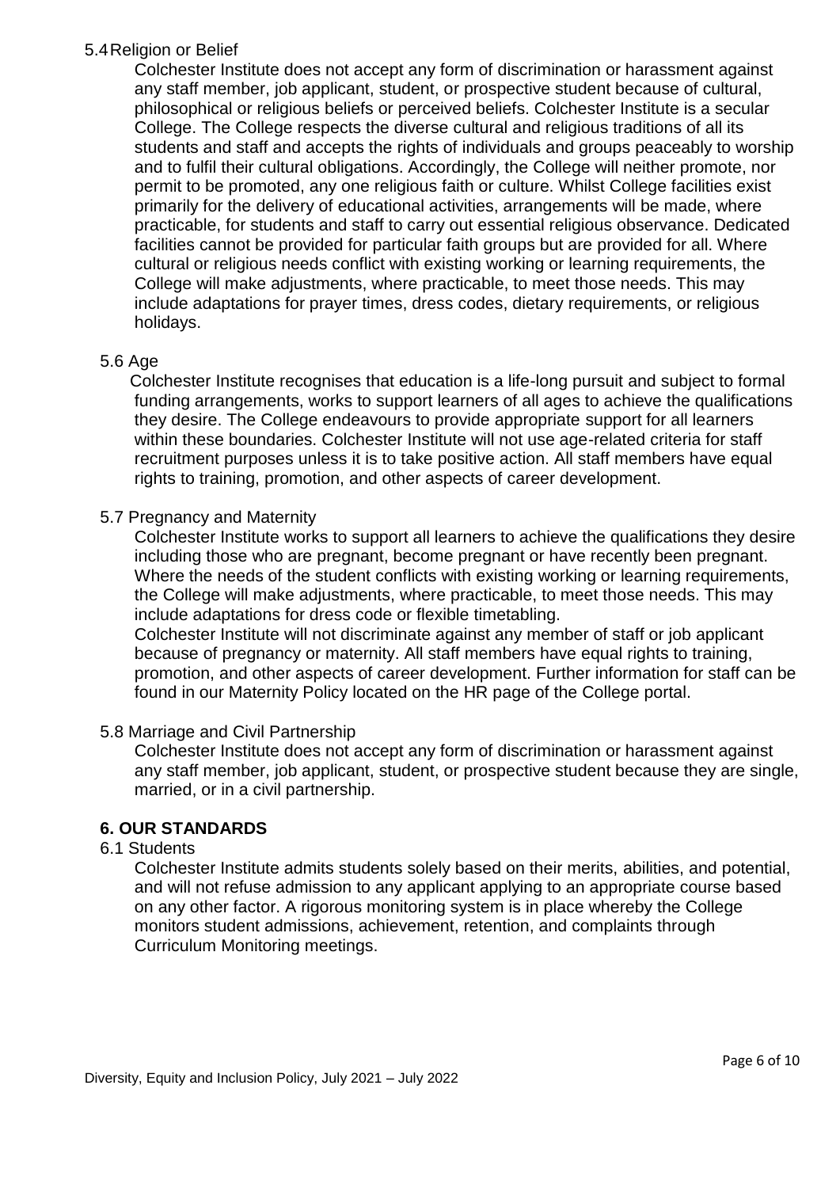### 5.4 Religion or Belief

Colchester Institute does not accept any form of discrimination or harassment against any staff member, job applicant, student, or prospective student because of cultural, philosophical or religious beliefs or perceived beliefs. Colchester Institute is a secular College. The College respects the diverse cultural and religious traditions of all its students and staff and accepts the rights of individuals and groups peaceably to worship and to fulfil their cultural obligations. Accordingly, the College will neither promote, nor permit to be promoted, any one religious faith or culture. Whilst College facilities exist primarily for the delivery of educational activities, arrangements will be made, where practicable, for students and staff to carry out essential religious observance. Dedicated facilities cannot be provided for particular faith groups but are provided for all. Where cultural or religious needs conflict with existing working or learning requirements, the College will make adjustments, where practicable, to meet those needs. This may include adaptations for prayer times, dress codes, dietary requirements, or religious holidays.

### 5.6 Age

Colchester Institute recognises that education is a life-long pursuit and subject to formal funding arrangements, works to support learners of all ages to achieve the qualifications they desire. The College endeavours to provide appropriate support for all learners within these boundaries. Colchester Institute will not use age-related criteria for staff recruitment purposes unless it is to take positive action. All staff members have equal rights to training, promotion, and other aspects of career development.

### 5.7 Pregnancy and Maternity

Colchester Institute works to support all learners to achieve the qualifications they desire including those who are pregnant, become pregnant or have recently been pregnant. Where the needs of the student conflicts with existing working or learning requirements, the College will make adjustments, where practicable, to meet those needs. This may include adaptations for dress code or flexible timetabling.

Colchester Institute will not discriminate against any member of staff or job applicant because of pregnancy or maternity. All staff members have equal rights to training, promotion, and other aspects of career development. Further information for staff can be found in our Maternity Policy located on the HR page of the College portal.

### 5.8 Marriage and Civil Partnership

Colchester Institute does not accept any form of discrimination or harassment against any staff member, job applicant, student, or prospective student because they are single, married, or in a civil partnership.

## 6. OUR STANDARDS

### 6.1 Students

Colchester Institute admits students solely based on their merits, abilities, and potential, and will not refuse admission to any applicant applying to an appropriate course based on any other factor. A rigorous monitoring system is in place whereby the College monitors student admissions, achievement, retention, and complaints through Curriculum Monitoring meetings.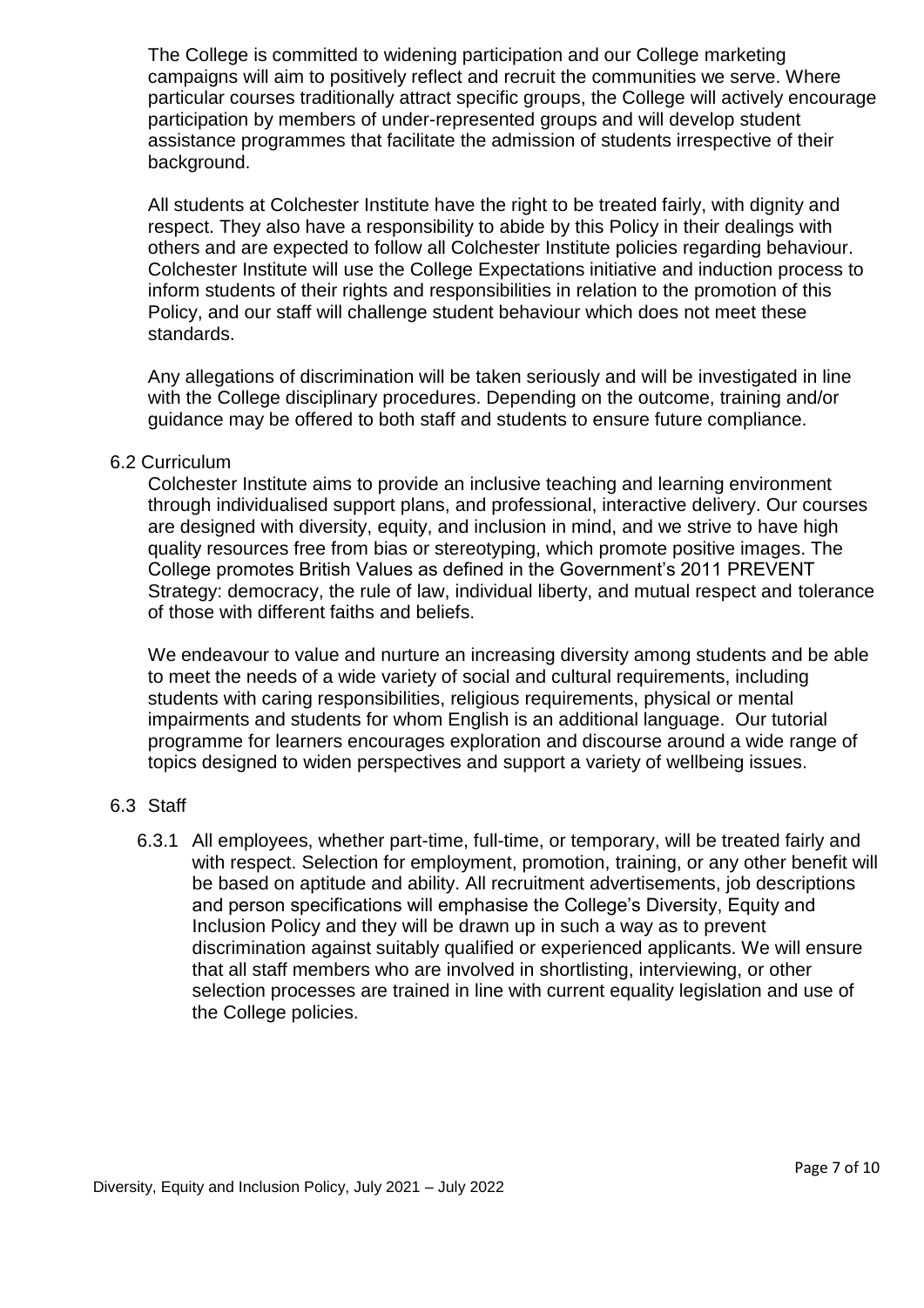The College is committed to widening participation and our College marketing campaigns will aim to positively reflect and recruit the communities we serve. Where particular courses traditionally attract specific groups, the College will actively encourage participation by members of under-represented groups and will develop student assistance programmes that facilitate the admission of students irrespective of their background.

All students at Colchester Institute have the right to be treated fairly, with dignity and respect. They also have a responsibility to abide by this Policy in their dealings with others and are expected to follow all Colchester Institute policies regarding behaviour. Colchester Institute will use the College Expectations initiative and induction process to inform students of their rights and responsibilities in relation to the promotion of this Policy, and our staff will challenge student behaviour which does not meet these standards.

Any allegations of discrimination will be taken seriously and will be investigated in line with the College disciplinary procedures. Depending on the outcome, training and/or guidance may be offered to both staff and students to ensure future compliance.

### 6.2 Curriculum

Colchester Institute aims to provide an inclusive teaching and learning environment through individualised support plans, and professional, interactive delivery. Our courses are designed with diversity, equity, and inclusion in mind, and we strive to have high quality resources free from bias or stereotyping, which promote positive images. The College promotes British Values as defined in the Government's 2011 PREVENT Strategy: democracy, the rule of law, individual liberty, and mutual respect and tolerance of those with different faiths and beliefs.

We endeavour to value and nurture an increasing diversity among students and be able to meet the needs of a wide variety of social and cultural requirements, including students with caring responsibilities, religious requirements, physical or mental impairments and students for whom English is an additional language. Our tutorial programme for learners encourages exploration and discourse around a wide range of topics designed to widen perspectives and support a variety of wellbeing issues.

### 6.3 Staff

6.3.1 All employees, whether part-time, full-time, or temporary, will be treated fairly and with respect. Selection for employment, promotion, training, or any other benefit will be based on aptitude and ability. All recruitment advertisements, job descriptions and person specifications will emphasise the College's Diversity, Equity and Inclusion Policy and they will be drawn up in such a way as to prevent discrimination against suitably qualified or experienced applicants. We will ensure that all staff members who are involved in shortlisting, interviewing, or other selection processes are trained in line with current equality legislation and use of the College policies.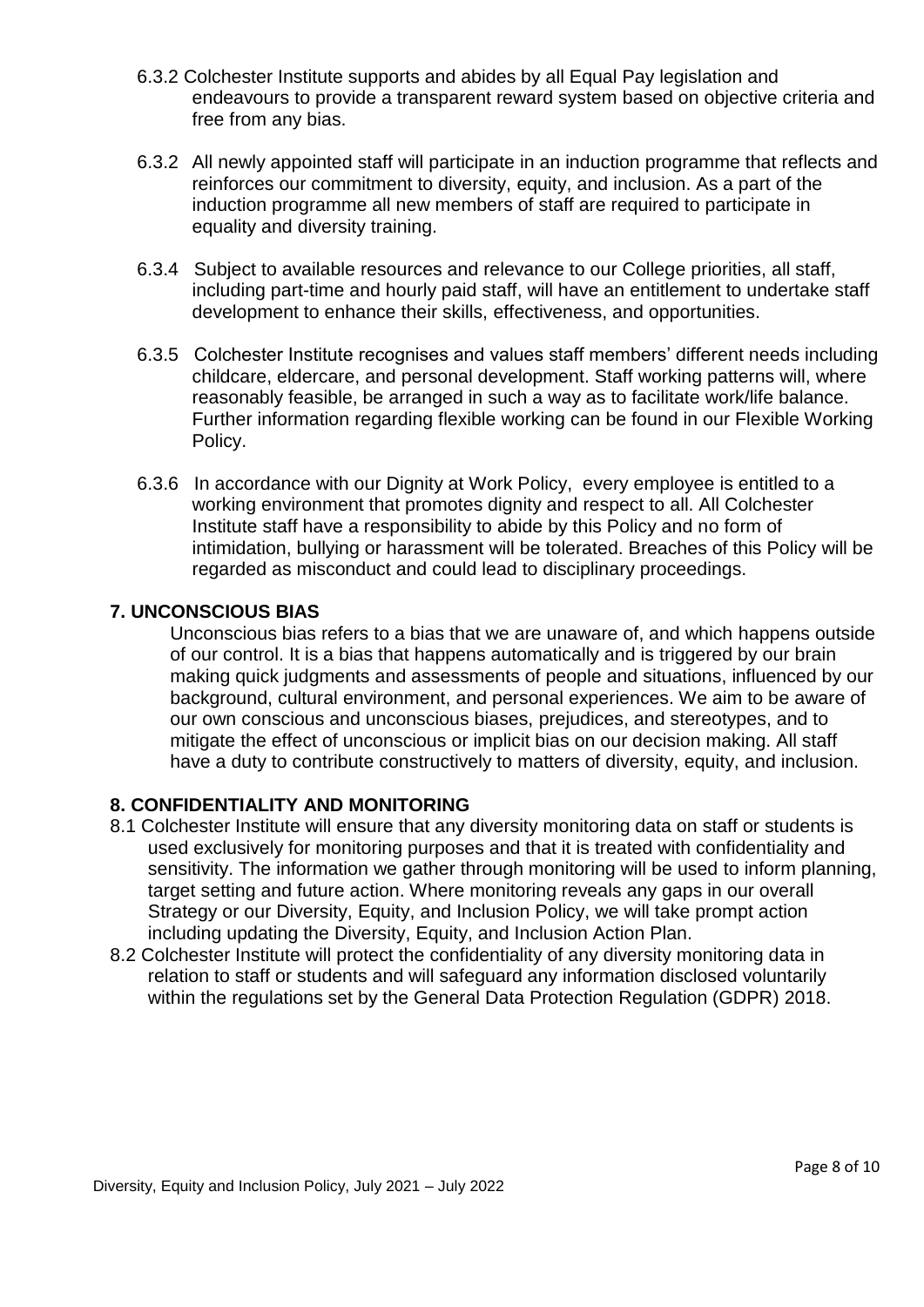6.3.2 Colchester Institute supports and abides by all Equal Pay legislation and endeavours to provide a transparent reward system based on objective criteria and free from any bias.

6.3.2 All newly appointed staff will participate in an induction programme that reflects and reinforces our commitment to diversity, equity, and inclusion. As a part of the induction programme all new members of staff are required to participate in equality and diversity training.

6.3.4 Subject to available resources and relevance to our College priorities, all staff, including part-time and hourly paid staff, will have an entitlement to undertake staff development to enhance their skills, effectiveness, and opportunities.

6.3.5 Colchester Institute recognises and values staff members' different needs including childcare, eldercare, and personal development. Staff working patterns will, where reasonably feasible, be arranged in such a way as to facilitate work/life balance. Further information regarding flexible working can be found in our Flexible Working Policy.

6.3.6 In accordance with our Dignity at Work Policy, every employee is entitled to a working environment that promotes dignity and respect to all. All Colchester Institute staff have a responsibility to abide by this Policy and no form of intimidation, bullying or harassment will be tolerated. Breaches of this Policy will be regarded as misconduct and could lead to disciplinary proceedings.

## 7. UNCONSCIOUS BIAS

Unconscious bias refers to a bias that we are unaware of, and which happens outside of our control. It is a bias that happens automatically and is triggered by our brain making quick judgments and assessments of people and situations, influenced by our background, cultural environment, and personal experiences. We aim to be aware of our own conscious and unconscious biases, prejudices, and stereotypes, and to mitigate the effect of unconscious or implicit bias on our decision making. All staff have a duty to contribute constructively to matters of diversity, equity, and inclusion.

## 8. CONFIDENTIALITY AND MONITORING

8.1 Colchester Institute will ensure that any diversity monitoring data on staff or students is used exclusively for monitoring purposes and that it is treated with confidentiality and sensitivity. The information we gather through monitoring will be used to inform planning, target setting and future action. Where monitoring reveals any gaps in our overall Strategy or our Diversity, Equity, and Inclusion Policy, we will take prompt action including updating the Diversity, Equity, and Inclusion Action Plan.

8.2 Colchester Institute will protect the confidentiality of any diversity monitoring data in relation to staff or students and will safeguard any information disclosed voluntarily within the regulations set by the General Data Protection Regulation (GDPR) 2018.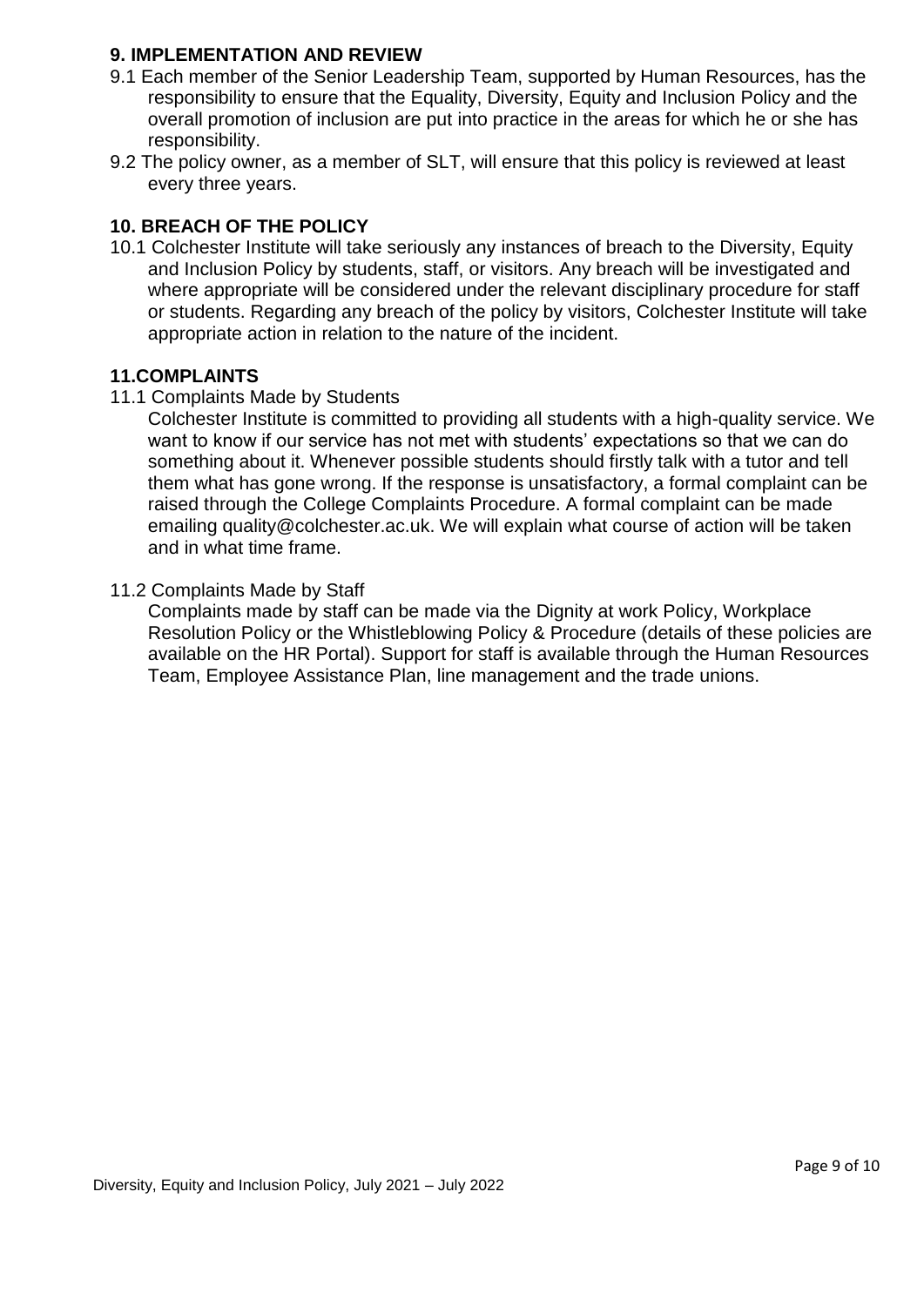## 9. IMPLEMENTATION AND REVIEW

9.1 Each member of the Senior Leadership Team, supported by Human Resources, has the responsibility to ensure that the Equality, Diversity, Equity and Inclusion Policy and the overall promotion of inclusion are put into practice in the areas for which he or she has responsibility.

9.2 The policy owner, as a member of SLT, will ensure that this policy is reviewed at least every three years.

## 10. BREACH OF THE POLICY

10.1 Colchester Institute will take seriously any instances of breach to the Diversity, Equity and Inclusion Policy by students, staff, or visitors. Any breach will be investigated and where appropriate will be considered under the relevant disciplinary procedure for staff or students. Regarding any breach of the policy by visitors, Colchester Institute will take appropriate action in relation to the nature of the incident.

## 11.COMPLAINTS

11.1 Complaints Made by Students

Colchester Institute is committed to providing all students with a high-quality service. We want to know if our service has not met with students' expectations so that we can do something about it. Whenever possible students should firstly talk with a tutor and tell them what has gone wrong. If the response is unsatisfactory, a formal complaint can be raised through the College Complaints Procedure. A formal complaint can be made emailing quality@colchester.ac.uk. We will explain what course of action will be taken and in what time frame.

11.2 Complaints Made by Staff

Complaints made by staff can be made via the Dignity at work Policy, Workplace Resolution Policy or the Whistleblowing Policy & Procedure (details of these policies are available on the HR Portal). Support for staff is available through the Human Resources Team, Employee Assistance Plan, line management and the trade unions.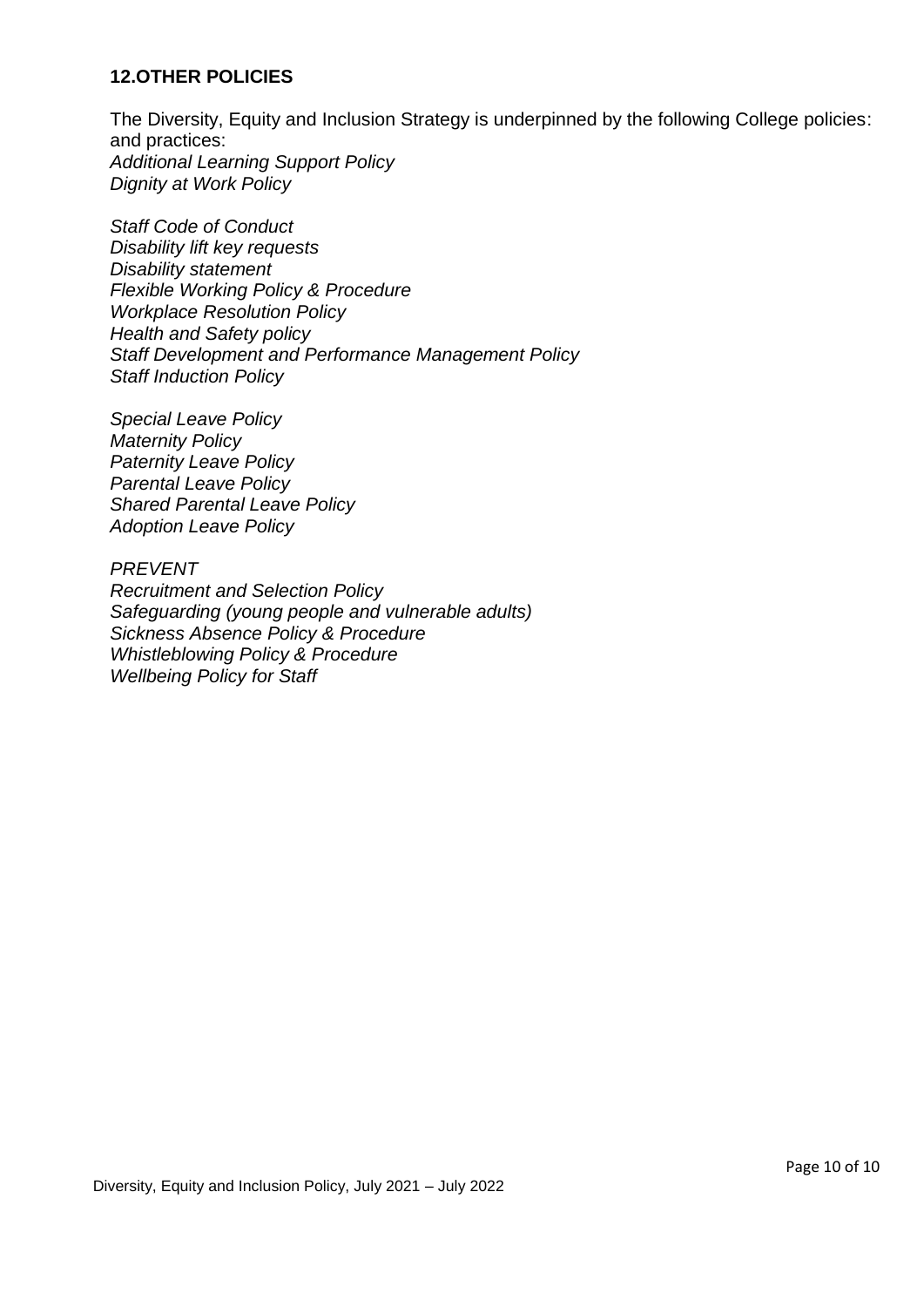## 12.OTHER POLICIES

The Diversity, Equity and Inclusion Strategy is underpinned by the following College policies: and practices:
*Additional Learning Support Policy*
*Dignity at Work Policy*

*Staff Code of Conduct*
*Disability lift key requests*
*Disability statement*
*Flexible Working Policy & Procedure*
*Workplace Resolution Policy*
*Health and Safety policy*
*Staff Development and Performance Management Policy*
*Staff Induction Policy*

*Special Leave Policy*
*Maternity Policy*
*Paternity Leave Policy*
*Parental Leave Policy*
*Shared Parental Leave Policy*
*Adoption Leave Policy*

*PREVENT*
*Recruitment and Selection Policy*
*Safeguarding (young people and vulnerable adults)*
*Sickness Absence Policy & Procedure*
*Whistleblowing Policy & Procedure*
*Wellbeing Policy for Staff*